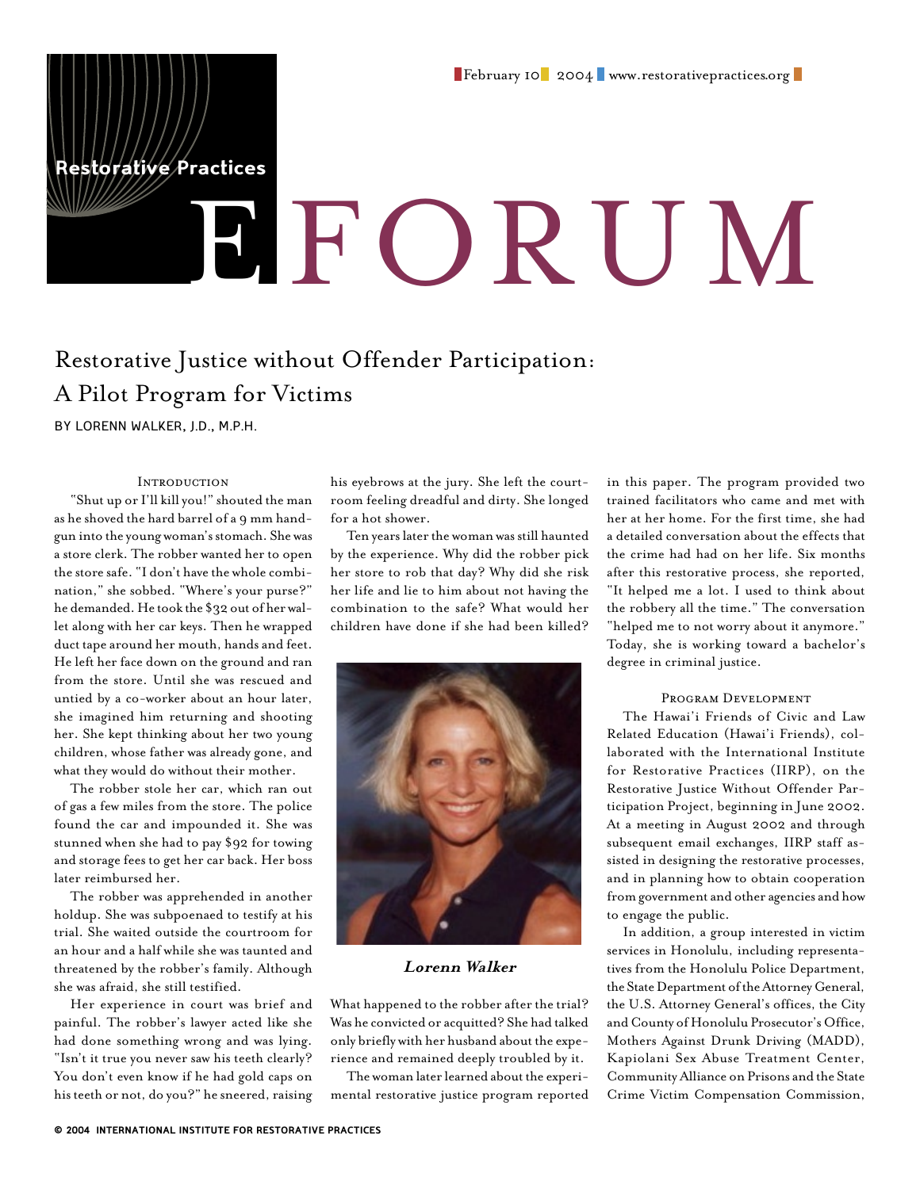Restorative Practices

# EFORUM

February 10 2004 www.restorativepractices.org

## Restorative Justice without Offender Participation: A Pilot Program for Victims

BY LORENN WALKER, J.D., M.P.H.

### Introduction

"Shut up or I'll kill you!" shouted the man as he shoved the hard barrel of a 9 mm handgun into the young woman's stomach. She was a store clerk. The robber wanted her to open the store safe. "I don't have the whole combination," she sobbed. "Where's your purse?" he demanded. He took the $32 out of her wallet along with her car keys. Then he wrapped duct tape around her mouth, hands and feet. He left her face down on the ground and ran from the store. Until she was rescued and untied by a co-worker about an hour later, she imagined him returning and shooting her. She kept thinking about her two young children, whose father was already gone, and what they would do without their mother.

The robber stole her car, which ran out of gas a few miles from the store. The police found the car and impounded it. She was stunned when she had to pay $92 for towing and storage fees to get her car back. Her boss later reimbursed her.

The robber was apprehended in another holdup. She was subpoenaed to testify at his trial. She waited outside the courtroom for an hour and a half while she was taunted and threatened by the robber's family. Although she was afraid, she still testified.

Her experience in court was brief and painful. The robber's lawyer acted like she had done something wrong and was lying. "Isn't it true you never saw his teeth clearly? You don't even know if he had gold caps on his teeth or not, do you?" he sneered, raising his eyebrows at the jury. She left the courtroom feeling dreadful and dirty. She longed for a hot shower.

Ten years later the woman was still haunted by the experience. Why did the robber pick her store to rob that day? Why did she risk her life and lie to him about not having the combination to the safe? What would her children have done if she had been killed?

***Lorenn Walker***

What happened to the robber after the trial? Was he convicted or acquitted? She had talked only briefly with her husband about the experience and remained deeply troubled by it.

The woman later learned about the experimental restorative justice program reported in this paper. The program provided two trained facilitators who came and met with her at her home. For the first time, she had a detailed conversation about the effects that the crime had had on her life. Six months after this restorative process, she reported, "It helped me a lot. I used to think about the robbery all the time." The conversation "helped me to not worry about it anymore." Today, she is working toward a bachelor's degree in criminal justice.

### Program Development

The Hawai'i Friends of Civic and Law Related Education (Hawai'i Friends), collaborated with the International Institute for Restorative Practices (IIRP), on the Restorative Justice Without Offender Participation Project, beginning in June 2002. At a meeting in August 2002 and through subsequent email exchanges, IIRP staff assisted in designing the restorative processes, and in planning how to obtain cooperation from government and other agencies and how to engage the public.

In addition, a group interested in victim services in Honolulu, including representatives from the Honolulu Police Department, the State Department of the Attorney General, the U.S. Attorney General's offices, the City and County of Honolulu Prosecutor's Office, Mothers Against Drunk Driving (MADD), Kapiolani Sex Abuse Treatment Center, Community Alliance on Prisons and the State Crime Victim Compensation Commission,

© 2004 INTERNATIONAL INSTITUTE FOR RESTORATIVE PRACTICES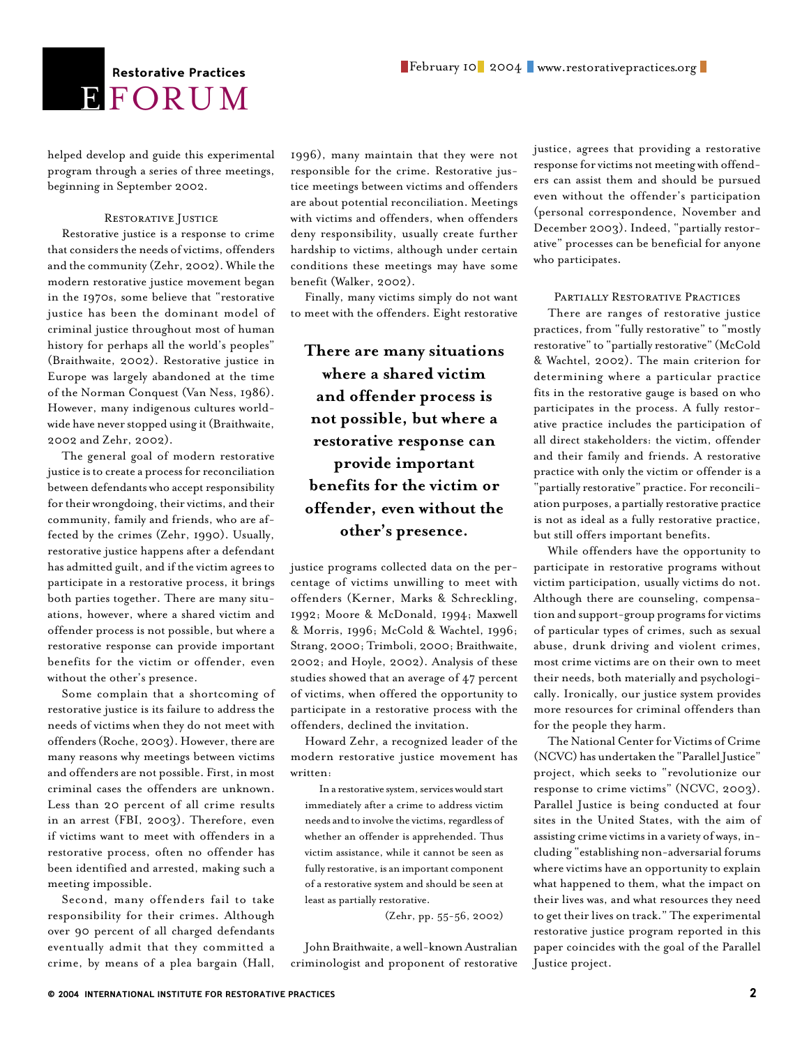helped develop and guide this experimental program through a series of three meetings, beginning in September 2002.

### Restorative Justice

Restorative justice is a response to crime that considers the needs of victims, offenders and the community (Zehr, 2002). While the modern restorative justice movement began in the 1970s, some believe that "restorative justice has been the dominant model of criminal justice throughout most of human history for perhaps all the world's peoples" (Braithwaite, 2002). Restorative justice in Europe was largely abandoned at the time of the Norman Conquest (Van Ness, 1986). However, many indigenous cultures worldwide have never stopped using it (Braithwaite, 2002 and Zehr, 2002).

The general goal of modern restorative justice is to create a process for reconciliation between defendants who accept responsibility for their wrongdoing, their victims, and their community, family and friends, who are affected by the crimes (Zehr, 1990). Usually, restorative justice happens after a defendant has admitted guilt, and if the victim agrees to participate in a restorative process, it brings both parties together. There are many situations, however, where a shared victim and offender process is not possible, but where a restorative response can provide important benefits for the victim or offender, even without the other's presence.

Some complain that a shortcoming of restorative justice is its failure to address the needs of victims when they do not meet with offenders (Roche, 2003). However, there are many reasons why meetings between victims and offenders are not possible. First, in most criminal cases the offenders are unknown. Less than 20 percent of all crime results in an arrest (FBI, 2003). Therefore, even if victims want to meet with offenders in a restorative process, often no offender has been identified and arrested, making such a meeting impossible.

Second, many offenders fail to take responsibility for their crimes. Although over 90 percent of all charged defendants eventually admit that they committed a crime, by means of a plea bargain (Hall, 1996), many maintain that they were not responsible for the crime. Restorative justice meetings between victims and offenders are about potential reconciliation. Meetings with victims and offenders, when offenders deny responsibility, usually create further hardship to victims, although under certain conditions these meetings may have some benefit (Walker, 2002).

Finally, many victims simply do not want to meet with the offenders. Eight restorative justice programs collected data on the percentage of victims unwilling to meet with offenders (Kerner, Marks & Schreckling, 1992; Moore & McDonald, 1994; Maxwell & Morris, 1996; McCold & Wachtel, 1996; Strang, 2000; Trimboli, 2000; Braithwaite, 2002; and Hoyle, 2002). Analysis of these studies showed that an average of 47 percent of victims, when offered the opportunity to participate in a restorative process with the offenders, declined the invitation.

**There are many situations where a shared victim and offender process is not possible, but where a restorative response can provide important benefits for the victim or offender, even without the other's presence.**

Howard Zehr, a recognized leader of the modern restorative justice movement has written:

> In a restorative system, services would start immediately after a crime to address victim needs and to involve the victims, regardless of whether an offender is apprehended. Thus victim assistance, while it cannot be seen as fully restorative, is an important component of a restorative system and should be seen at least as partially restorative.
>
> (Zehr, pp. 55-56, 2002)

John Braithwaite, a well-known Australian criminologist and proponent of restorative justice, agrees that providing a restorative response for victims not meeting with offenders can assist them and should be pursued even without the offender's participation (personal correspondence, November and December 2003). Indeed, "partially restorative" processes can be beneficial for anyone who participates.

### Partially Restorative Practices

There are ranges of restorative justice practices, from "fully restorative" to "mostly restorative" to "partially restorative" (McCold & Wachtel, 2002). The main criterion for determining where a particular practice fits in the restorative gauge is based on who participates in the process. A fully restorative practice includes the participation of all direct stakeholders: the victim, offender and their family and friends. A restorative practice with only the victim or offender is a "partially restorative" practice. For reconciliation purposes, a partially restorative practice is not as ideal as a fully restorative practice, but still offers important benefits.

While offenders have the opportunity to participate in restorative programs without victim participation, usually victims do not. Although there are counseling, compensation and support-group programs for victims of particular types of crimes, such as sexual abuse, drunk driving and violent crimes, most crime victims are on their own to meet their needs, both materially and psychologically. Ironically, our justice system provides more resources for criminal offenders than for the people they harm.

The National Center for Victims of Crime (NCVC) has undertaken the "Parallel Justice" project, which seeks to "revolutionize our response to crime victims" (NCVC, 2003). Parallel Justice is being conducted at four sites in the United States, with the aim of assisting crime victims in a variety of ways, including "establishing non-adversarial forums where victims have an opportunity to explain what happened to them, what the impact on their lives was, and what resources they need to get their lives on track." The experimental restorative justice program reported in this paper coincides with the goal of the Parallel Justice project.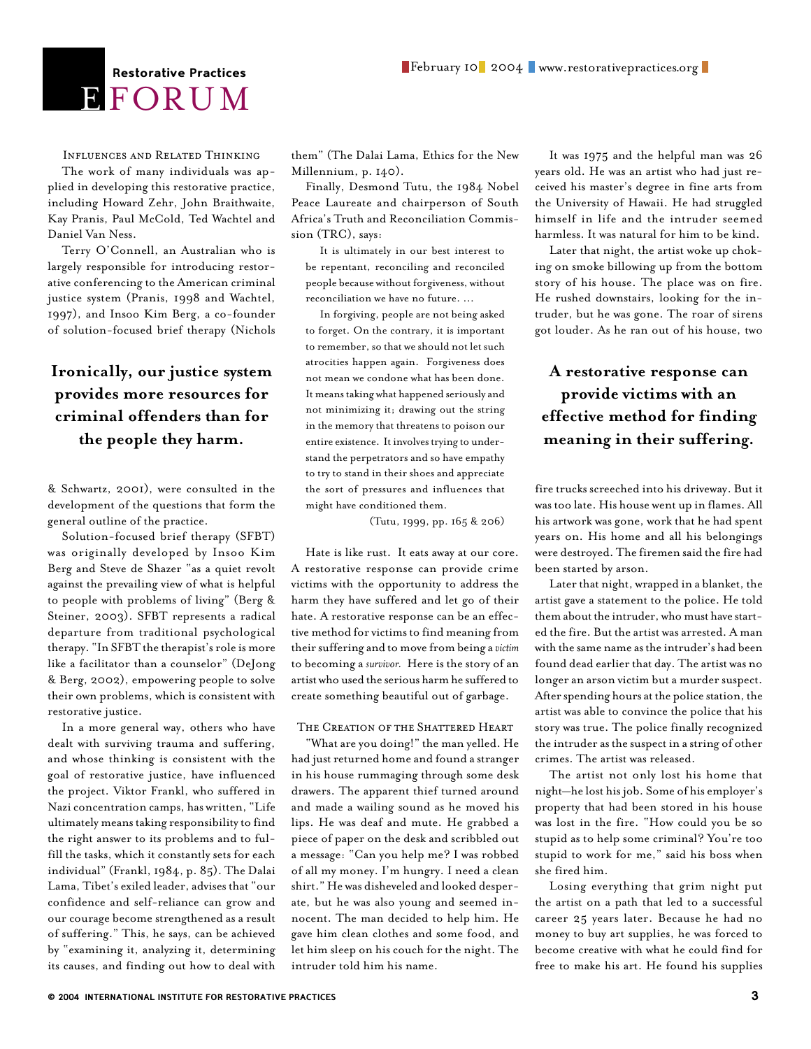### Influences and Related Thinking

The work of many individuals was applied in developing this restorative practice, including Howard Zehr, John Braithwaite, Kay Pranis, Paul McCold, Ted Wachtel and Daniel Van Ness.

Terry O'Connell, an Australian who is largely responsible for introducing restorative conferencing to the American criminal justice system (Pranis, 1998 and Wachtel, 1997), and Insoo Kim Berg, a co-founder of solution-focused brief therapy (Nichols & Schwartz, 2001), were consulted in the development of the questions that form the general outline of the practice.

**Ironically, our justice system provides more resources for criminal offenders than for the people they harm.**

Solution-focused brief therapy (SFBT) was originally developed by Insoo Kim Berg and Steve de Shazer "as a quiet revolt against the prevailing view of what is helpful to people with problems of living" (Berg & Steiner, 2003). SFBT represents a radical departure from traditional psychological therapy. "In SFBT the therapist's role is more like a facilitator than a counselor" (DeJong & Berg, 2002), empowering people to solve their own problems, which is consistent with restorative justice.

In a more general way, others who have dealt with surviving trauma and suffering, and whose thinking is consistent with the goal of restorative justice, have influenced the project. Viktor Frankl, who suffered in Nazi concentration camps, has written, "Life ultimately means taking responsibility to find the right answer to its problems and to fulfill the tasks, which it constantly sets for each individual" (Frankl, 1984, p. 85). The Dalai Lama, Tibet's exiled leader, advises that "our confidence and self-reliance can grow and our courage become strengthened as a result of suffering." This, he says, can be achieved by "examining it, analyzing it, determining its causes, and finding out how to deal with them" (The Dalai Lama, Ethics for the New Millennium, p. 140).

Finally, Desmond Tutu, the 1984 Nobel Peace Laureate and chairperson of South Africa's Truth and Reconciliation Commission (TRC), says:

> It is ultimately in our best interest to be repentant, reconciling and reconciled people because without forgiveness, without reconciliation we have no future. ...
>
> In forgiving, people are not being asked to forget. On the contrary, it is important to remember, so that we should not let such atrocities happen again. Forgiveness does not mean we condone what has been done. It means taking what happened seriously and not minimizing it; drawing out the string in the memory that threatens to poison our entire existence. It involves trying to understand the perpetrators and so have empathy to try to stand in their shoes and appreciate the sort of pressures and influences that might have conditioned them.
>
> (Tutu, 1999, pp. 165 & 206)

Hate is like rust. It eats away at our core. A restorative response can provide crime victims with the opportunity to address the harm they have suffered and let go of their hate. A restorative response can be an effective method for victims to find meaning from their suffering and to move from being a *victim* to becoming a *survivor*. Here is the story of an artist who used the serious harm he suffered to create something beautiful out of garbage.

### The Creation of the Shattered Heart

"What are you doing!" the man yelled. He had just returned home and found a stranger in his house rummaging through some desk drawers. The apparent thief turned around and made a wailing sound as he moved his lips. He was deaf and mute. He grabbed a piece of paper on the desk and scribbled out a message: "Can you help me? I was robbed of all my money. I'm hungry. I need a clean shirt." He was disheveled and looked desperate, but he was also young and seemed innocent. The man decided to help him. He gave him clean clothes and some food, and let him sleep on his couch for the night. The intruder told him his name.

It was 1975 and the helpful man was 26 years old. He was an artist who had just received his master's degree in fine arts from the University of Hawaii. He had struggled himself in life and the intruder seemed harmless. It was natural for him to be kind.

Later that night, the artist woke up choking on smoke billowing up from the bottom story of his house. The place was on fire. He rushed downstairs, looking for the intruder, but he was gone. The roar of sirens got louder. As he ran out of his house, two fire trucks screeched into his driveway. But it was too late. His house went up in flames. All his artwork was gone, work that he had spent years on. His home and all his belongings were destroyed. The firemen said the fire had been started by arson.

**A restorative response can provide victims with an effective method for finding meaning in their suffering.**

Later that night, wrapped in a blanket, the artist gave a statement to the police. He told them about the intruder, who must have started the fire. But the artist was arrested. A man with the same name as the intruder's had been found dead earlier that day. The artist was no longer an arson victim but a murder suspect. After spending hours at the police station, the artist was able to convince the police that his story was true. The police finally recognized the intruder as the suspect in a string of other crimes. The artist was released.

The artist not only lost his home that night—he lost his job. Some of his employer's property that had been stored in his house was lost in the fire. "How could you be so stupid as to help some criminal? You're too stupid to work for me," said his boss when she fired him.

Losing everything that grim night put the artist on a path that led to a successful career 25 years later. Because he had no money to buy art supplies, he was forced to become creative with what he could find for free to make his art. He found his supplies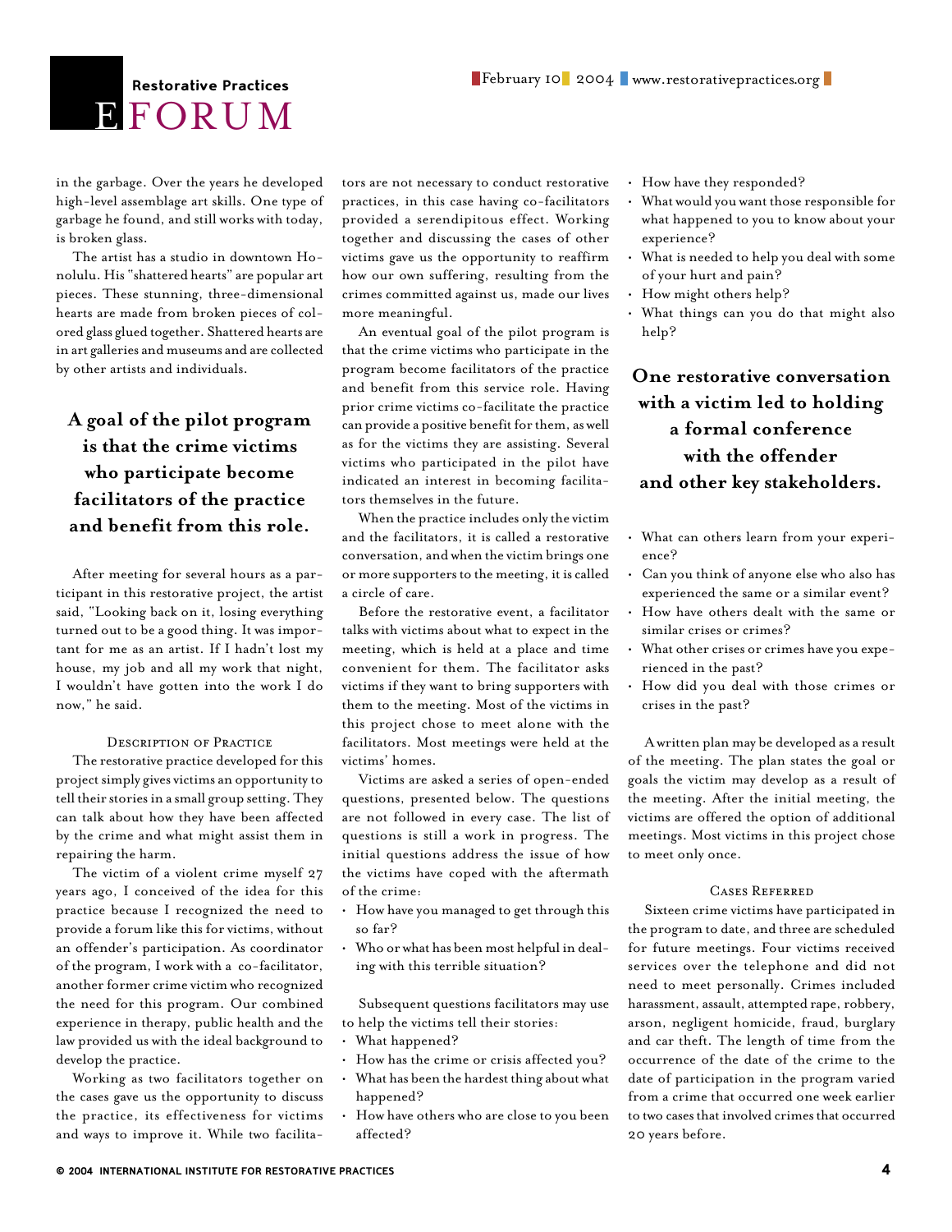in the garbage. Over the years he developed high-level assemblage art skills. One type of garbage he found, and still works with today, is broken glass.

The artist has a studio in downtown Honolulu. His "shattered hearts" are popular art pieces. These stunning, three-dimensional hearts are made from broken pieces of colored glass glued together. Shattered hearts are in art galleries and museums and are collected by other artists and individuals.

> **A goal of the pilot program is that the crime victims who participate become facilitators of the practice and benefit from this role.**

After meeting for several hours as a participant in this restorative project, the artist said, "Looking back on it, losing everything turned out to be a good thing. It was important for me as an artist. If I hadn't lost my house, my job and all my work that night, I wouldn't have gotten into the work I do now," he said.

### Description of Practice

The restorative practice developed for this project simply gives victims an opportunity to tell their stories in a small group setting. They can talk about how they have been affected by the crime and what might assist them in repairing the harm.

The victim of a violent crime myself 27 years ago, I conceived of the idea for this practice because I recognized the need to provide a forum like this for victims, without an offender's participation. As coordinator of the program, I work with a co-facilitator, another former crime victim who recognized the need for this program. Our combined experience in therapy, public health and the law provided us with the ideal background to develop the practice.

Working as two facilitators together on the cases gave us the opportunity to discuss the practice, its effectiveness for victims and ways to improve it. While two facilitators are not necessary to conduct restorative practices, in this case having co-facilitators provided a serendipitous effect. Working together and discussing the cases of other victims gave us the opportunity to reaffirm how our own suffering, resulting from the crimes committed against us, made our lives more meaningful.

An eventual goal of the pilot program is that the crime victims who participate in the program become facilitators of the practice and benefit from this service role. Having prior crime victims co-facilitate the practice can provide a positive benefit for them, as well as for the victims they are assisting. Several victims who participated in the pilot have indicated an interest in becoming facilitators themselves in the future.

When the practice includes only the victim and the facilitators, it is called a restorative conversation, and when the victim brings one or more supporters to the meeting, it is called a circle of care.

Before the restorative event, a facilitator talks with victims about what to expect in the meeting, which is held at a place and time convenient for them. The facilitator asks victims if they want to bring supporters with them to the meeting. Most of the victims in this project chose to meet alone with the facilitators. Most meetings were held at the victims' homes.

Victims are asked a series of open-ended questions, presented below. The questions are not followed in every case. The list of questions is still a work in progress. The initial questions address the issue of how the victims have coped with the aftermath of the crime:

- How have you managed to get through this so far?
- Who or what has been most helpful in dealing with this terrible situation?

Subsequent questions facilitators may use to help the victims tell their stories:

- What happened?
- How has the crime or crisis affected you?
- What has been the hardest thing about what happened?
- How have others who are close to you been affected?
- How have they responded?
- What would you want those responsible for what happened to you to know about your experience?
- What is needed to help you deal with some of your hurt and pain?
- How might others help?
- What things can you do that might also help?

> **One restorative conversation with a victim led to holding a formal conference with the offender and other key stakeholders.**

- What can others learn from your experience?
- Can you think of anyone else who also has experienced the same or a similar event?
- How have others dealt with the same or similar crises or crimes?
- What other crises or crimes have you experienced in the past?
- How did you deal with those crimes or crises in the past?

A written plan may be developed as a result of the meeting. The plan states the goal or goals the victim may develop as a result of the meeting. After the initial meeting, the victims are offered the option of additional meetings. Most victims in this project chose to meet only once.

### Cases Referred

Sixteen crime victims have participated in the program to date, and three are scheduled for future meetings. Four victims received services over the telephone and did not need to meet personally. Crimes included harassment, assault, attempted rape, robbery, arson, negligent homicide, fraud, burglary and car theft. The length of time from the occurrence of the date of the crime to the date of participation in the program varied from a crime that occurred one week earlier to two cases that involved crimes that occurred 20 years before.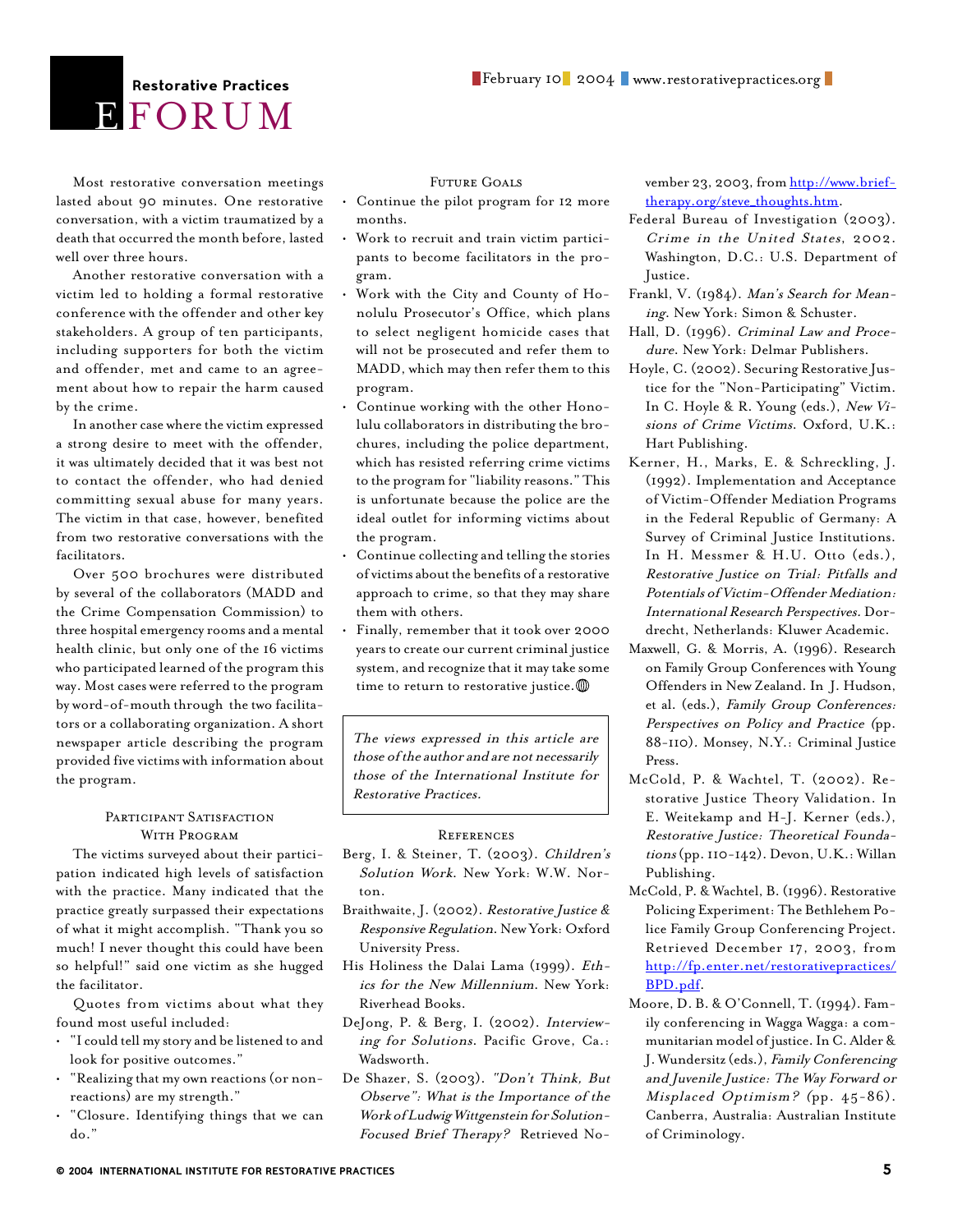Most restorative conversation meetings lasted about 90 minutes. One restorative conversation, with a victim traumatized by a death that occurred the month before, lasted well over three hours.

Another restorative conversation with a victim led to holding a formal restorative conference with the offender and other key stakeholders. A group of ten participants, including supporters for both the victim and offender, met and came to an agreement about how to repair the harm caused by the crime.

In another case where the victim expressed a strong desire to meet with the offender, it was ultimately decided that it was best not to contact the offender, who had denied committing sexual abuse for many years. The victim in that case, however, benefited from two restorative conversations with the facilitators.

Over 500 brochures were distributed by several of the collaborators (MADD and the Crime Compensation Commission) to three hospital emergency rooms and a mental health clinic, but only one of the 16 victims who participated learned of the program this way. Most cases were referred to the program by word-of-mouth through the two facilitators or a collaborating organization. A short newspaper article describing the program provided five victims with information about the program.

### Participant Satisfaction With Program

The victims surveyed about their participation indicated high levels of satisfaction with the practice. Many indicated that the practice greatly surpassed their expectations of what it might accomplish. "Thank you so much! I never thought this could have been so helpful!" said one victim as she hugged the facilitator.

Quotes from victims about what they found most useful included:

- "I could tell my story and be listened to and look for positive outcomes."
- "Realizing that my own reactions (or non-reactions) are my strength."
- "Closure. Identifying things that we can do."

### Future Goals

- Continue the pilot program for 12 more months.
- Work to recruit and train victim participants to become facilitators in the program.
- Work with the City and County of Honolulu Prosecutor's Office, which plans to select negligent homicide cases that will not be prosecuted and refer them to MADD, which may then refer them to this program.
- Continue working with the other Honolulu collaborators in distributing the brochures, including the police department, which has resisted referring crime victims to the program for "liability reasons." This is unfortunate because the police are the ideal outlet for informing victims about the program.
- Continue collecting and telling the stories of victims about the benefits of a restorative approach to crime, so that they may share them with others.
- Finally, remember that it took over 2000 years to create our current criminal justice system, and recognize that it may take some time to return to restorative justice.

*The views expressed in this article are those of the author and are not necessarily those of the International Institute for Restorative Practices.*

### References

Berg, I. & Steiner, T. (2003). *Children's Solution Work*. New York: W.W. Norton.

Braithwaite, J. (2002). *Restorative Justice & Responsive Regulation*. New York: Oxford University Press.

His Holiness the Dalai Lama (1999). *Ethics for the New Millennium*. New York: Riverhead Books.

DeJong, P. & Berg, I. (2002). *Interviewing for Solutions*. Pacific Grove, Ca.: Wadsworth.

De Shazer, S. (2003). *"Don't Think, But Observe": What is the Importance of the Work of Ludwig Wittgenstein for Solution-Focused Brief Therapy?* Retrieved November 23, 2003, from http://www.brief-therapy.org/steve_thoughts.htm.

Federal Bureau of Investigation (2003). *Crime in the United States*, 2002. Washington, D.C.: U.S. Department of Justice.

Frankl, V. (1984). *Man's Search for Meaning*. New York: Simon & Schuster.

Hall, D. (1996). *Criminal Law and Procedure*. New York: Delmar Publishers.

Hoyle, C. (2002). Securing Restorative Justice for the "Non-Participating" Victim. In C. Hoyle & R. Young (eds.), *New Visions of Crime Victims*. Oxford, U.K.: Hart Publishing.

Kerner, H., Marks, E. & Schreckling, J. (1992). Implementation and Acceptance of Victim-Offender Mediation Programs in the Federal Republic of Germany: A Survey of Criminal Justice Institutions. In H. Messmer & H.U. Otto (eds.), *Restorative Justice on Trial: Pitfalls and Potentials of Victim-Offender Mediation: International Research Perspectives*. Dordrecht, Netherlands: Kluwer Academic.

Maxwell, G. & Morris, A. (1996). Research on Family Group Conferences with Young Offenders in New Zealand. In J. Hudson, et al. (eds.), *Family Group Conferences: Perspectives on Policy and Practice* (pp. 88-110). Monsey, N.Y.: Criminal Justice Press.

McCold, P. & Wachtel, T. (2002). Restorative Justice Theory Validation. In E. Weitekamp and H-J. Kerner (eds.), *Restorative Justice: Theoretical Foundations* (pp. 110-142). Devon, U.K.: Willan Publishing.

McCold, P. & Wachtel, B. (1996). Restorative Policing Experiment: The Bethlehem Police Family Group Conferencing Project. Retrieved December 17, 2003, from http://fp.enter.net/restorativepractices/BPD.pdf.

Moore, D. B. & O'Connell, T. (1994). Family conferencing in Wagga Wagga: a communitarian model of justice. In C. Alder & J. Wundersitz (eds.), *Family Conferencing and Juvenile Justice: The Way Forward or Misplaced Optimism?* (pp. 45-86). Canberra, Australia: Australian Institute of Criminology.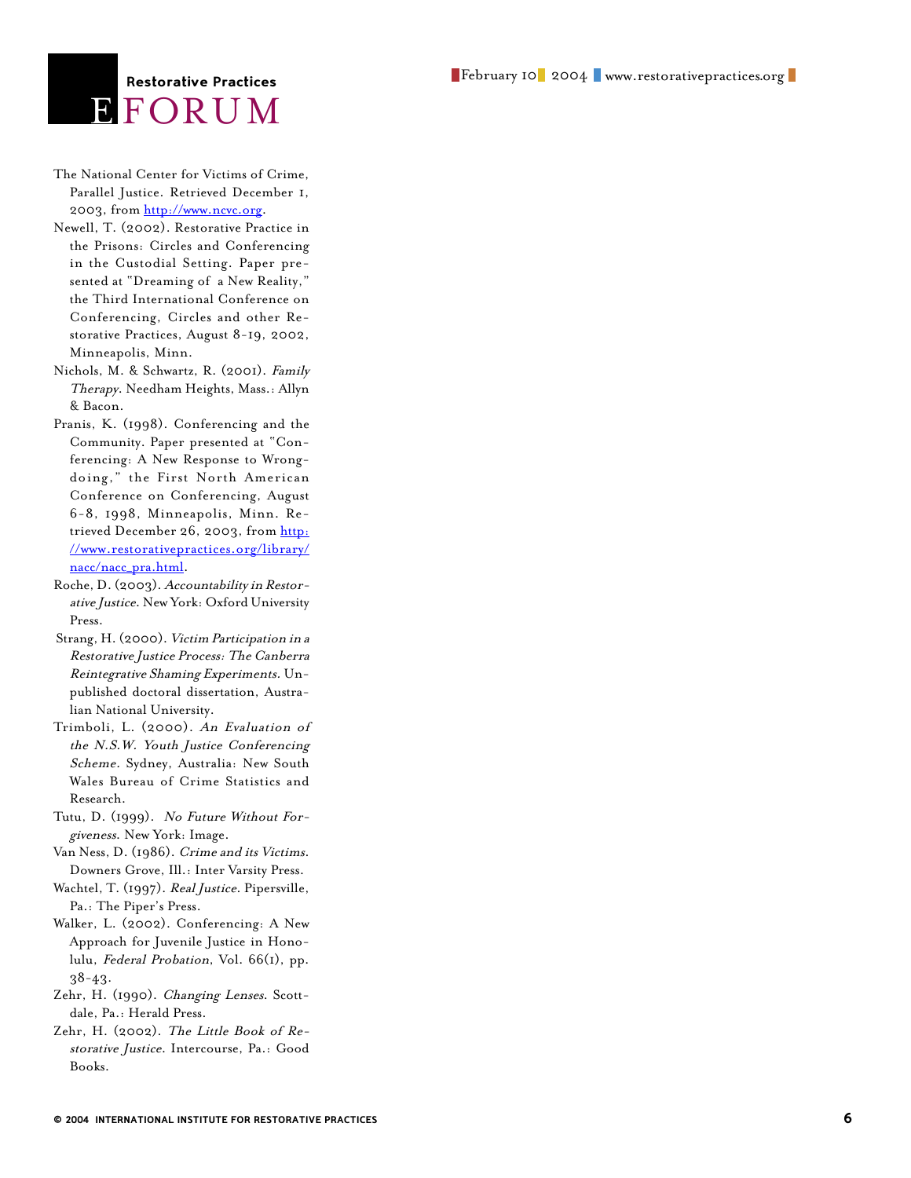The National Center for Victims of Crime, Parallel Justice. Retrieved December 1, 2003, from http://www.ncvc.org.

Newell, T. (2002). Restorative Practice in the Prisons: Circles and Conferencing in the Custodial Setting. Paper presented at "Dreaming of a New Reality," the Third International Conference on Conferencing, Circles and other Restorative Practices, August 8-19, 2002, Minneapolis, Minn.

Nichols, M. & Schwartz, R. (2001). *Family Therapy*. Needham Heights, Mass.: Allyn & Bacon.

Pranis, K. (1998). Conferencing and the Community. Paper presented at "Conferencing: A New Response to Wrongdoing," the First North American Conference on Conferencing, August 6-8, 1998, Minneapolis, Minn. Retrieved December 26, 2003, from http://www.restorativepractices.org/library/nacc/nacc_pra.html.

Roche, D. (2003). *Accountability in Restorative Justice*. New York: Oxford University Press.

Strang, H. (2000). *Victim Participation in a Restorative Justice Process: The Canberra Reintegrative Shaming Experiments*. Unpublished doctoral dissertation, Australian National University.

Trimboli, L. (2000). *An Evaluation of the N.S.W. Youth Justice Conferencing Scheme*. Sydney, Australia: New South Wales Bureau of Crime Statistics and Research.

Tutu, D. (1999). *No Future Without Forgiveness*. New York: Image.

Van Ness, D. (1986). *Crime and its Victims*. Downers Grove, Ill.: Inter Varsity Press.

Wachtel, T. (1997). *Real Justice*. Pipersville, Pa.: The Piper's Press.

Walker, L. (2002). Conferencing: A New Approach for Juvenile Justice in Honolulu, *Federal Probation*, Vol. 66(1), pp. 38-43.

Zehr, H. (1990). *Changing Lenses*. Scottdale, Pa.: Herald Press.

Zehr, H. (2002). *The Little Book of Restorative Justice*. Intercourse, Pa.: Good Books.